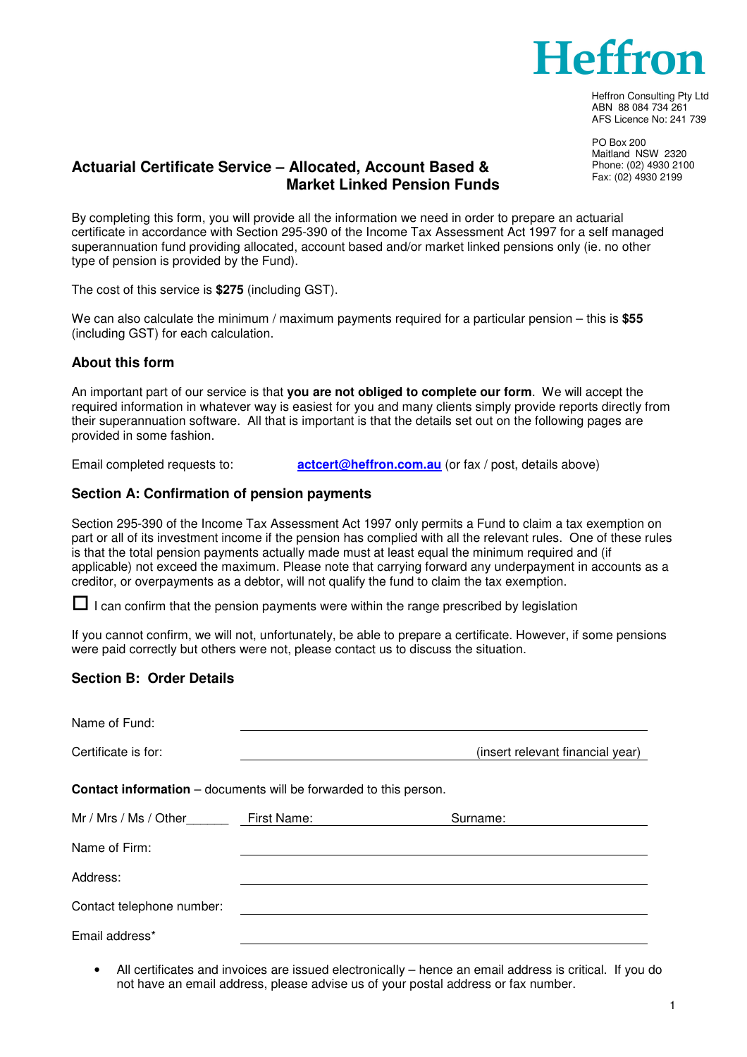# Heffron

Heffron Consulting Pty Ltd
ABN 88 084 734 261
AFS Licence No: 241 739

PO Box 200
Maitland NSW 2320
Phone: (02) 4930 2100
Fax: (02) 4930 2199

## Actuarial Certificate Service – Allocated, Account Based & Market Linked Pension Funds

By completing this form, you will provide all the information we need in order to prepare an actuarial certificate in accordance with Section 295-390 of the Income Tax Assessment Act 1997 for a self managed superannuation fund providing allocated, account based and/or market linked pensions only (ie. no other type of pension is provided by the Fund).

The cost of this service is **$275** (including GST).

We can also calculate the minimum / maximum payments required for a particular pension – this is **$55** (including GST) for each calculation.

### About this form

An important part of our service is that **you are not obliged to complete our form**. We will accept the required information in whatever way is easiest for you and many clients simply provide reports directly from their superannuation software. All that is important is that the details set out on the following pages are provided in some fashion.

Email completed requests to: actcert@heffron.com.au (or fax / post, details above)

### Section A: Confirmation of pension payments

Section 295-390 of the Income Tax Assessment Act 1997 only permits a Fund to claim a tax exemption on part or all of its investment income if the pension has complied with all the relevant rules. One of these rules is that the total pension payments actually made must at least equal the minimum required and (if applicable) not exceed the maximum. Please note that carrying forward any underpayment in accounts as a creditor, or overpayments as a debtor, will not qualify the fund to claim the tax exemption.

☐ I can confirm that the pension payments were within the range prescribed by legislation

If you cannot confirm, we will not, unfortunately, be able to prepare a certificate. However, if some pensions were paid correctly but others were not, please contact us to discuss the situation.

### Section B: Order Details

Name of Fund: ______________________________

Certificate is for: ______________________________ (insert relevant financial year)

**Contact information** – documents will be forwarded to this person.

Mr / Mrs / Ms / Other______ First Name: ______________ Surname: ______________

Name of Firm: ______________________________

Address: ______________________________

Contact telephone number: ______________________________

Email address* ______________________________

- All certificates and invoices are issued electronically – hence an email address is critical. If you do not have an email address, please advise us of your postal address or fax number.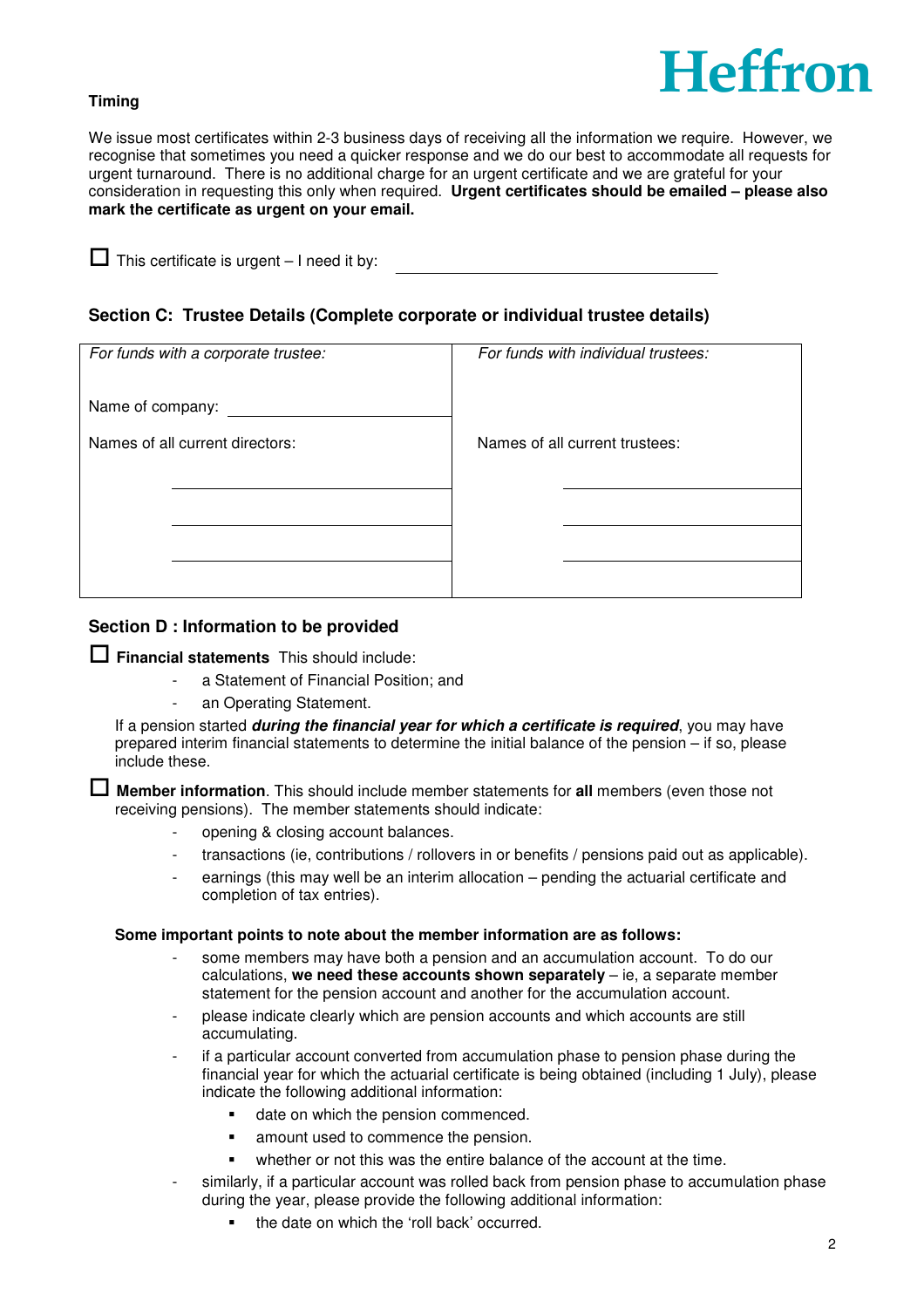**Timing**

We issue most certificates within 2-3 business days of receiving all the information we require. However, we recognise that sometimes you need a quicker response and we do our best to accommodate all requests for urgent turnaround. There is no additional charge for an urgent certificate and we are grateful for your consideration in requesting this only when required. **Urgent certificates should be emailed – please also mark the certificate as urgent on your email.**

☐ This certificate is urgent – I need it by: ______________________________

## Section C: Trustee Details (Complete corporate or individual trustee details)

| *For funds with a corporate trustee:* | *For funds with individual trustees:* |
|---|---|
| Name of company: ____________________ | |
| Names of all current directors: | Names of all current trustees: |
| ____________________ | ____________________ |
| ____________________ | ____________________ |
| ____________________ | ____________________ |

## Section D : Information to be provided

☐ **Financial statements** This should include:

- a Statement of Financial Position; and
- an Operating Statement.

If a pension started ***during the financial year for which a certificate is required***, you may have prepared interim financial statements to determine the initial balance of the pension – if so, please include these.

☐ **Member information**. This should include member statements for **all** members (even those not receiving pensions). The member statements should indicate:

- opening & closing account balances.
- transactions (ie, contributions / rollovers in or benefits / pensions paid out as applicable).
- earnings (this may well be an interim allocation – pending the actuarial certificate and completion of tax entries).

**Some important points to note about the member information are as follows:**

- some members may have both a pension and an accumulation account. To do our calculations, **we need these accounts shown separately** – ie, a separate member statement for the pension account and another for the accumulation account.
- please indicate clearly which are pension accounts and which accounts are still accumulating.
- if a particular account converted from accumulation phase to pension phase during the financial year for which the actuarial certificate is being obtained (including 1 July), please indicate the following additional information:
  - date on which the pension commenced.
  - amount used to commence the pension.
  - whether or not this was the entire balance of the account at the time.
- similarly, if a particular account was rolled back from pension phase to accumulation phase during the year, please provide the following additional information:
  - the date on which the 'roll back' occurred.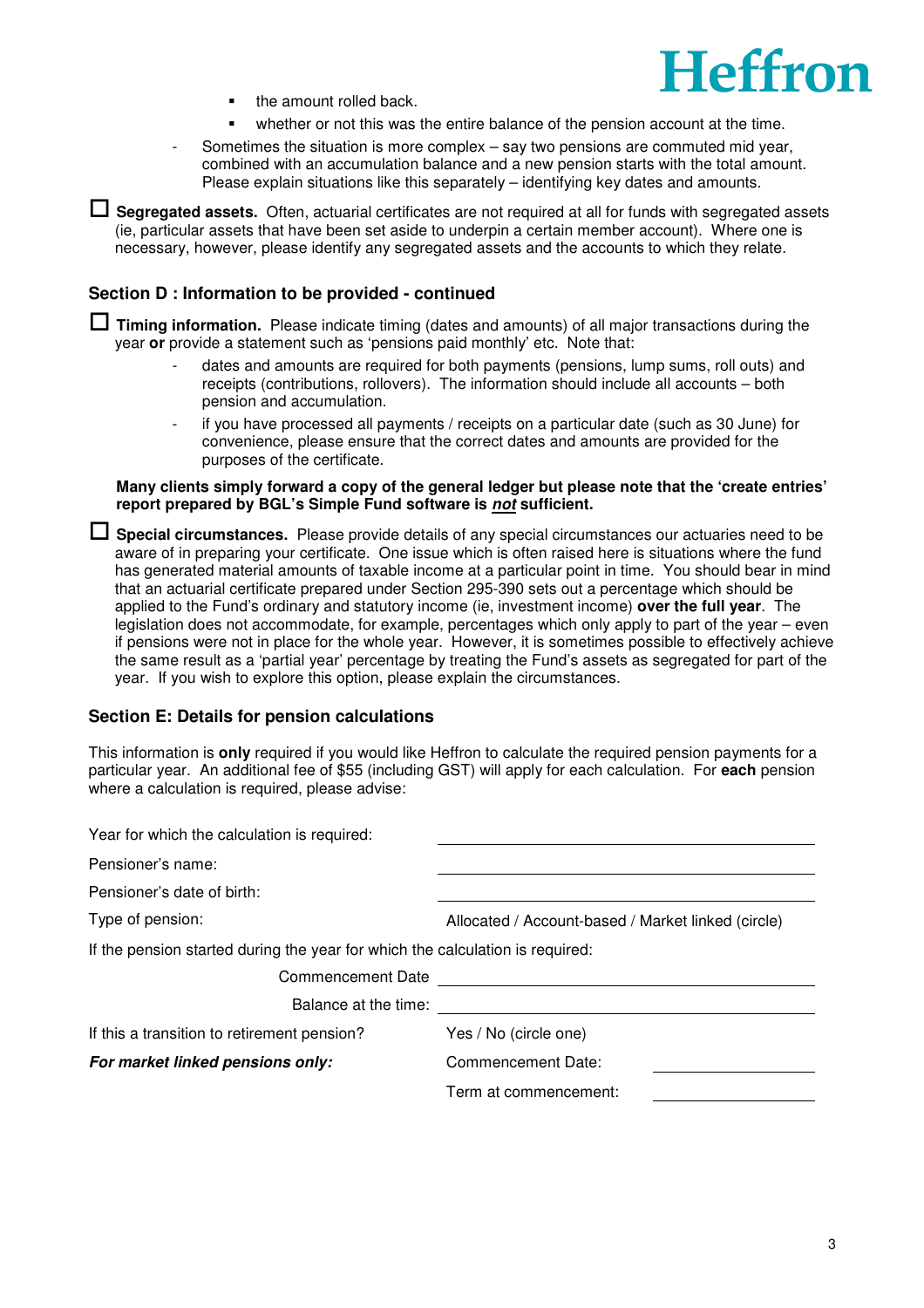- the amount rolled back.
- whether or not this was the entire balance of the pension account at the time.

- Sometimes the situation is more complex – say two pensions are commuted mid year, combined with an accumulation balance and a new pension starts with the total amount. Please explain situations like this separately – identifying key dates and amounts.

☐ **Segregated assets.** Often, actuarial certificates are not required at all for funds with segregated assets (ie, particular assets that have been set aside to underpin a certain member account). Where one is necessary, however, please identify any segregated assets and the accounts to which they relate.

## Section D : Information to be provided - continued

☐ **Timing information.** Please indicate timing (dates and amounts) of all major transactions during the year **or** provide a statement such as 'pensions paid monthly' etc. Note that:

- dates and amounts are required for both payments (pensions, lump sums, roll outs) and receipts (contributions, rollovers). The information should include all accounts – both pension and accumulation.
- if you have processed all payments / receipts on a particular date (such as 30 June) for convenience, please ensure that the correct dates and amounts are provided for the purposes of the certificate.

**Many clients simply forward a copy of the general ledger but please note that the 'create entries' report prepared by BGL's Simple Fund software is *not* sufficient.**

☐ **Special circumstances.** Please provide details of any special circumstances our actuaries need to be aware of in preparing your certificate. One issue which is often raised here is situations where the fund has generated material amounts of taxable income at a particular point in time. You should bear in mind that an actuarial certificate prepared under Section 295-390 sets out a percentage which should be applied to the Fund's ordinary and statutory income (ie, investment income) **over the full year**. The legislation does not accommodate, for example, percentages which only apply to part of the year – even if pensions were not in place for the whole year. However, it is sometimes possible to effectively achieve the same result as a 'partial year' percentage by treating the Fund's assets as segregated for part of the year. If you wish to explore this option, please explain the circumstances.

## Section E: Details for pension calculations

This information is **only** required if you would like Heffron to calculate the required pension payments for a particular year. An additional fee of $55 (including GST) will apply for each calculation. For **each** pension where a calculation is required, please advise:

Year for which the calculation is required: \_\_\_\_\_\_\_\_\_\_\_\_\_\_\_\_\_\_\_\_

Pensioner's name: \_\_\_\_\_\_\_\_\_\_\_\_\_\_\_\_\_\_\_\_

Pensioner's date of birth: \_\_\_\_\_\_\_\_\_\_\_\_\_\_\_\_\_\_\_\_

Type of pension: Allocated / Account-based / Market linked (circle)

If the pension started during the year for which the calculation is required:

Commencement Date \_\_\_\_\_\_\_\_\_\_\_\_\_\_\_\_\_\_\_\_

Balance at the time: \_\_\_\_\_\_\_\_\_\_\_\_\_\_\_\_\_\_\_\_

If this a transition to retirement pension? Yes / No (circle one)

***For market linked pensions only:*** Commencement Date: \_\_\_\_\_\_\_\_\_\_

Term at commencement: \_\_\_\_\_\_\_\_\_\_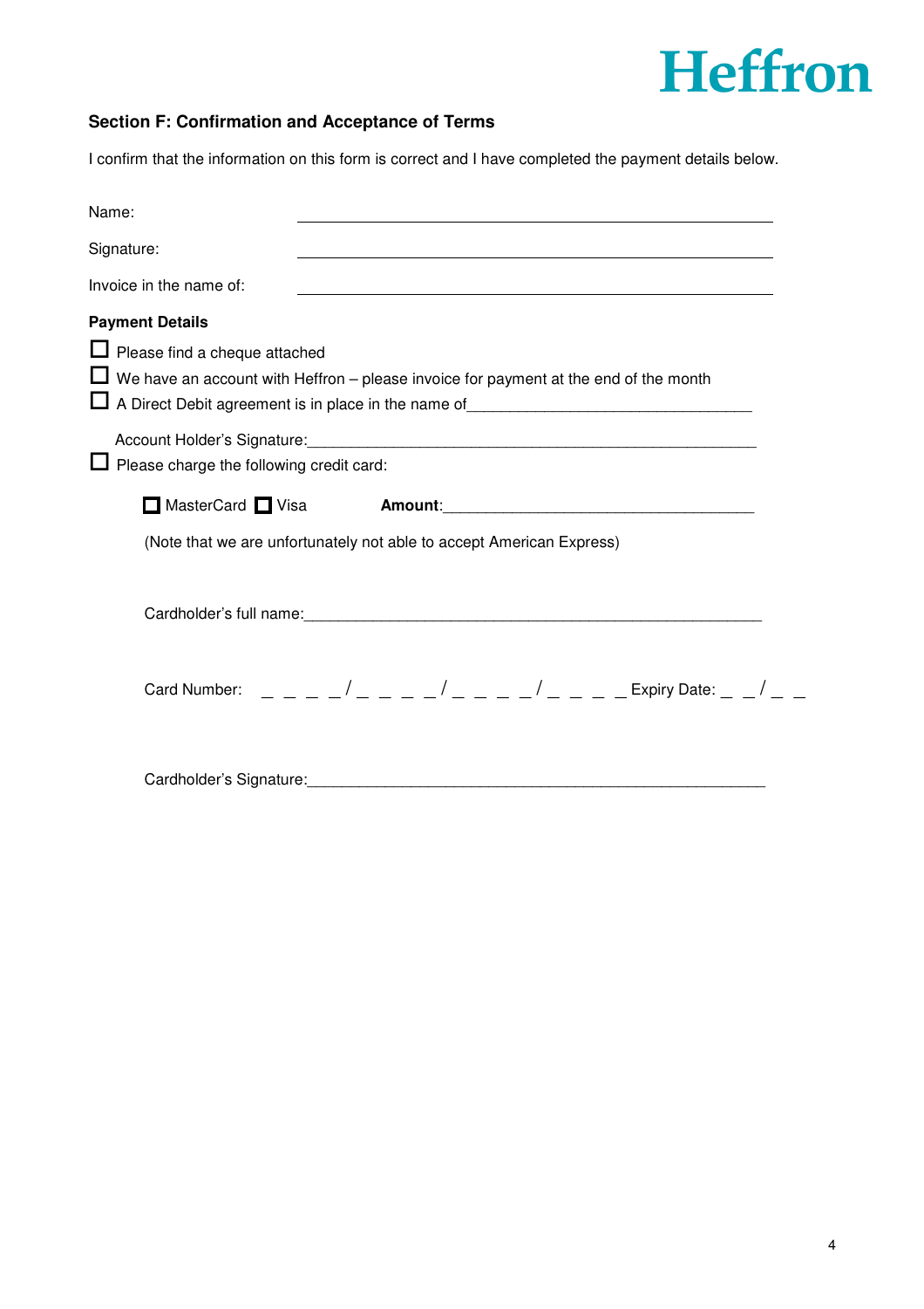Heffron

## Section F: Confirmation and Acceptance of Terms

I confirm that the information on this form is correct and I have completed the payment details below.

Name: ______________________________________________

Signature: ______________________________________________

Invoice in the name of: ______________________________________________

**Payment Details**

☐ Please find a cheque attached

☐ We have an account with Heffron – please invoice for payment at the end of the month

☐ A Direct Debit agreement is in place in the name of________________________________

Account Holder's Signature:______________________________________________________

☐ Please charge the following credit card:

☐ MasterCard ☐ Visa **Amount**:____________________________________

(Note that we are unfortunately not able to accept American Express)

Cardholder's full name:_______________________________________________________

Card Number: _ _ _ _ / _ _ _ _ / _ _ _ _ / _ _ _ _ Expiry Date: _ _ / _ _

Cardholder's Signature:_______________________________________________________